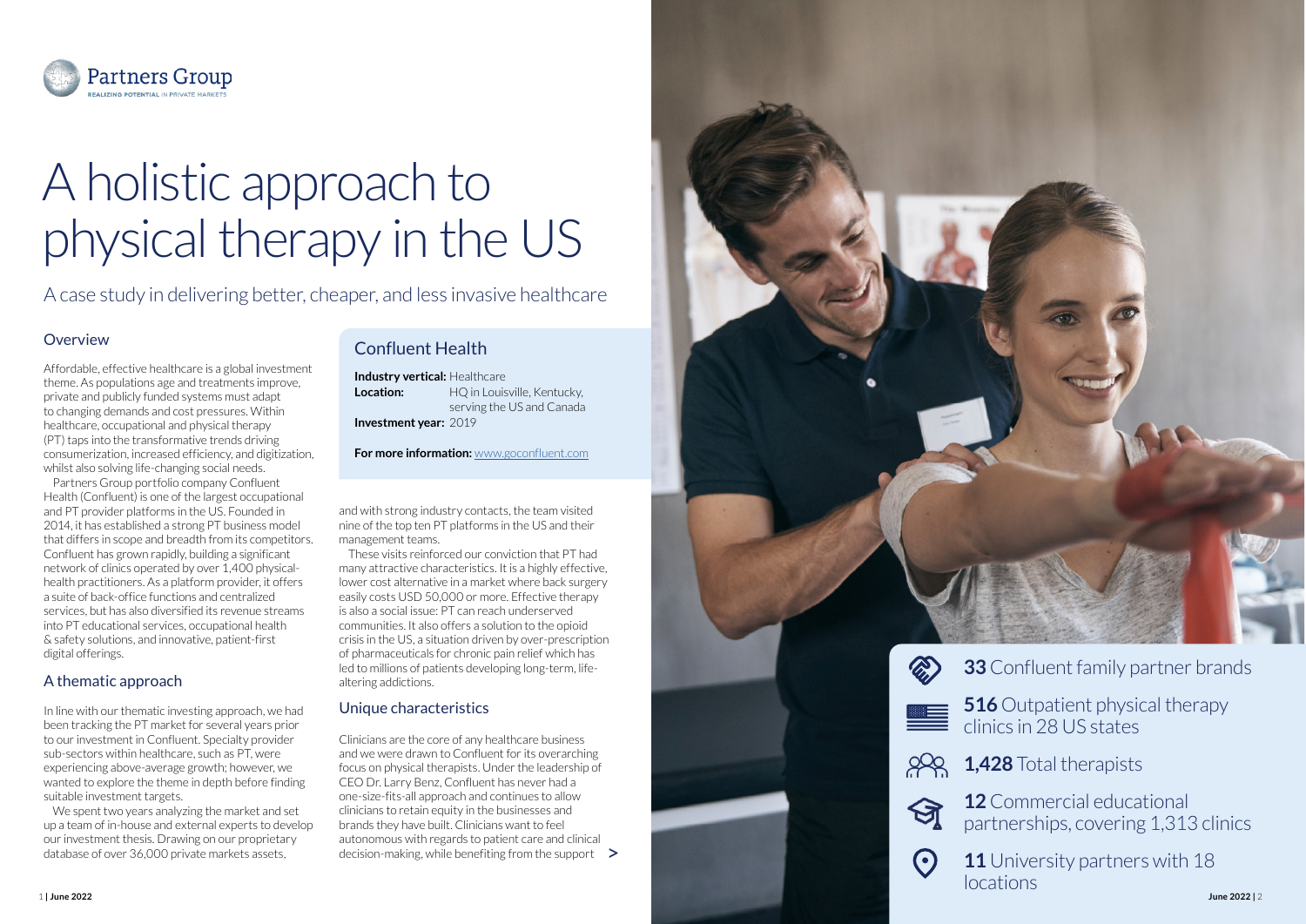# A holistic approach to physical therapy in the US

A case study in delivering better, cheaper, and less invasive healthcare

## Overview

Affordable, effective healthcare is a global investment theme. As populations age and treatments improve, private and publicly funded systems must adapt to changing demands and cost pressures. Within healthcare, occupational and physical therapy (PT) taps into the transformative trends driving consumerization, increased efficiency, and digitization, whilst also solving life-changing social needs.

Partners Group portfolio company Confluent Health (Confluent) is one of the largest occupational and PT provider platforms in the US. Founded in 2014, it has established a strong PT business model that differs in scope and breadth from its competitors. Confluent has grown rapidly, building a significant network of clinics operated by over 1,400 physical-health practitioners. As a platform provider, it offers a suite of back-office functions and centralized services, but has also diversified its revenue streams into PT educational services, occupational health & safety solutions, and innovative, patient-first digital offerings.

## A thematic approach

In line with our thematic investing approach, we had been tracking the PT market for several years prior to our investment in Confluent. Specialty provider sub-sectors within healthcare, such as PT, were experiencing above-average growth; however, we wanted to explore the theme in depth before finding suitable investment targets.

We spent two years analyzing the market and set up a team of in-house and external experts to develop our investment thesis. Drawing on our proprietary database of over 36,000 private markets assets, and with strong industry contacts, the team visited nine of the top ten PT platforms in the US and their management teams.

These visits reinforced our conviction that PT had many attractive characteristics. It is a highly effective, lower cost alternative in a market where back surgery easily costs USD 50,000 or more. Effective therapy is also a social issue: PT can reach underserved communities. It also offers a solution to the opioid crisis in the US, a situation driven by over-prescription of pharmaceuticals for chronic pain relief which has led to millions of patients developing long-term, life-altering addictions.

## Unique characteristics

Clinicians are the core of any healthcare business and we were drawn to Confluent for its overarching focus on physical therapists. Under the leadership of CEO Dr. Larry Benz, Confluent has never had a one-size-fits-all approach and continues to allow clinicians to retain equity in the businesses and brands they have built. Clinicians want to feel autonomous with regards to patient care and clinical decision-making, while benefiting from the support >

## Confluent Health

**Industry vertical:** Healthcare
**Location:** HQ in Louisville, Kentucky, serving the US and Canada
**Investment year:** 2019

**For more information:** www.goconfluent.com

**33** Confluent family partner brands

**516** Outpatient physical therapy clinics in 28 US states

**1,428** Total therapists

**12** Commercial educational partnerships, covering 1,313 clinics

**11** University partners with 18 locations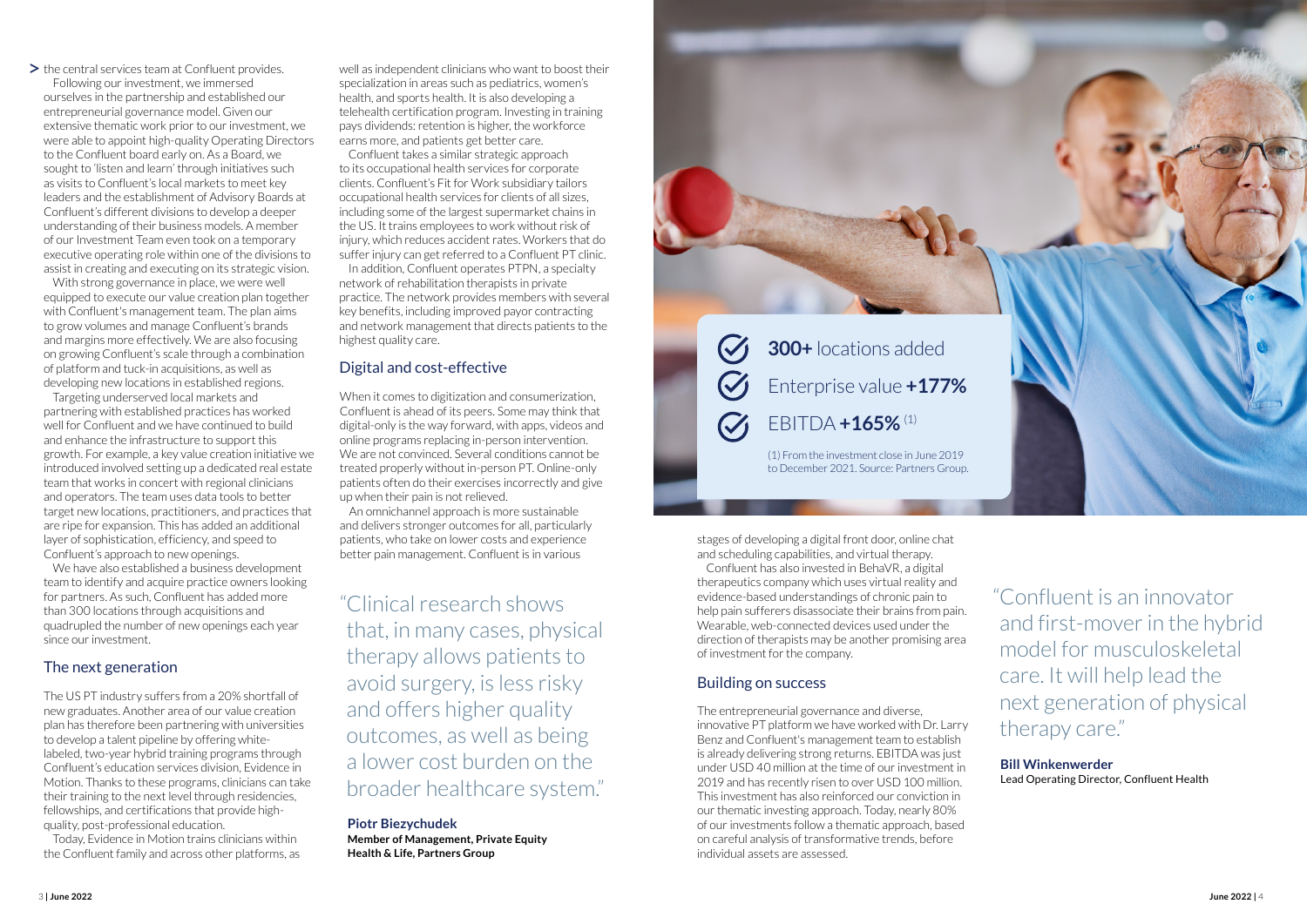the central services team at Confluent provides.

Following our investment, we immersed ourselves in the partnership and established our entrepreneurial governance model. Given our extensive thematic work prior to our investment, we were able to appoint high-quality Operating Directors to the Confluent board early on. As a Board, we sought to 'listen and learn' through initiatives such as visits to Confluent's local markets to meet key leaders and the establishment of Advisory Boards at Confluent's different divisions to develop a deeper understanding of their business models. A member of our Investment Team even took on a temporary executive operating role within one of the divisions to assist in creating and executing on its strategic vision.

With strong governance in place, we were well equipped to execute our value creation plan together with Confluent's management team. The plan aims to grow volumes and manage Confluent's brands and margins more effectively. We are also focusing on growing Confluent's scale through a combination of platform and tuck-in acquisitions, as well as developing new locations in established regions.

Targeting underserved local markets and partnering with established practices has worked well for Confluent and we have continued to build and enhance the infrastructure to support this growth. For example, a key value creation initiative we introduced involved setting up a dedicated real estate team that works in concert with regional clinicians and operators. The team uses data tools to better target new locations, practitioners, and practices that are ripe for expansion. This has added an additional layer of sophistication, efficiency, and speed to Confluent's approach to new openings.

We have also established a business development team to identify and acquire practice owners looking for partners. As such, Confluent has added more than 300 locations through acquisitions and quadrupled the number of new openings each year since our investment.

## The next generation

The US PT industry suffers from a 20% shortfall of new graduates. Another area of our value creation plan has therefore been partnering with universities to develop a talent pipeline by offering white-labeled, two-year hybrid training programs through Confluent's education services division, Evidence in Motion. Thanks to these programs, clinicians can take their training to the next level through residencies, fellowships, and certifications that provide high-quality, post-professional education.

Today, Evidence in Motion trains clinicians within the Confluent family and across other platforms, as well as independent clinicians who want to boost their specialization in areas such as pediatrics, women's health, and sports health. It is also developing a telehealth certification program. Investing in training pays dividends: retention is higher, the workforce earns more, and patients get better care.

Confluent takes a similar strategic approach to its occupational health services for corporate clients. Confluent's Fit for Work subsidiary tailors occupational health services for clients of all sizes, including some of the largest supermarket chains in the US. It trains employees to work without risk of injury, which reduces accident rates. Workers that do suffer injury can get referred to a Confluent PT clinic.

In addition, Confluent operates PTPN, a specialty network of rehabilitation therapists in private practice. The network provides members with several key benefits, including improved payor contracting and network management that directs patients to the highest quality care.

## Digital and cost-effective

When it comes to digitization and consumerization, Confluent is ahead of its peers. Some may think that digital-only is the way forward, with apps, videos and online programs replacing in-person intervention. We are not convinced. Several conditions cannot be treated properly without in-person PT. Online-only patients often do their exercises incorrectly and give up when their pain is not relieved.

An omnichannel approach is more sustainable and delivers stronger outcomes for all, particularly patients, who take on lower costs and experience better pain management. Confluent is in various stages of developing a digital front door, online chat and scheduling capabilities, and virtual therapy.

> "Clinical research shows that, in many cases, physical therapy allows patients to avoid surgery, is less risky and offers higher quality outcomes, as well as being a lower cost burden on the broader healthcare system."
>
> **Piotr Biezychudek**
> **Member of Management, Private Equity Health & Life, Partners Group**

- **300+** locations added
- Enterprise value **+177%**
- EBITDA **+165%** (1)

(1) From the investment close in June 2019 to December 2021. Source: Partners Group.

Confluent has also invested in BehaVR, a digital therapeutics company which uses virtual reality and evidence-based understandings of chronic pain to help pain sufferers disassociate their brains from pain. Wearable, web-connected devices used under the direction of therapists may be another promising area of investment for the company.

## Building on success

The entrepreneurial governance and diverse, innovative PT platform we have worked with Dr. Larry Benz and Confluent's management team to establish is already delivering strong returns. EBITDA was just under USD 40 million at the time of our investment in 2019 and has recently risen to over USD 100 million. This investment has also reinforced our conviction in our thematic investing approach. Today, nearly 80% of our investments follow a thematic approach, based on careful analysis of transformative trends, before individual assets are assessed.

> "Confluent is an innovator and first-mover in the hybrid model for musculoskeletal care. It will help lead the next generation of physical therapy care."
>
> **Bill Winkenwerder**
> Lead Operating Director, Confluent Health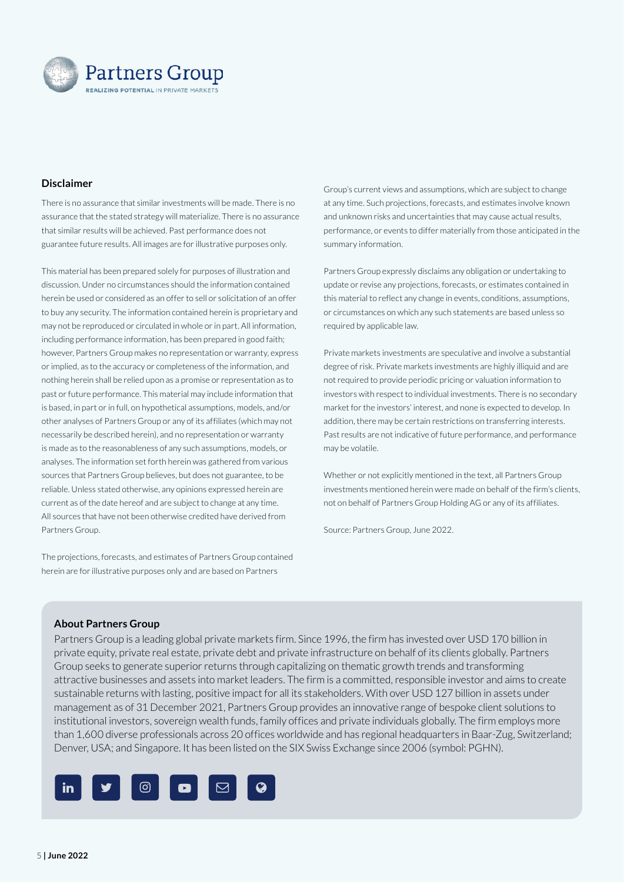Partners Group

REALIZING POTENTIAL IN PRIVATE MARKETS

## Disclaimer

There is no assurance that similar investments will be made. There is no assurance that the stated strategy will materialize. There is no assurance that similar results will be achieved. Past performance does not guarantee future results. All images are for illustrative purposes only.

This material has been prepared solely for purposes of illustration and discussion. Under no circumstances should the information contained herein be used or considered as an offer to sell or solicitation of an offer to buy any security. The information contained herein is proprietary and may not be reproduced or circulated in whole or in part. All information, including performance information, has been prepared in good faith; however, Partners Group makes no representation or warranty, express or implied, as to the accuracy or completeness of the information, and nothing herein shall be relied upon as a promise or representation as to past or future performance. This material may include information that is based, in part or in full, on hypothetical assumptions, models, and/or other analyses of Partners Group or any of its affiliates (which may not necessarily be described herein), and no representation or warranty is made as to the reasonableness of any such assumptions, models, or analyses. The information set forth herein was gathered from various sources that Partners Group believes, but does not guarantee, to be reliable. Unless stated otherwise, any opinions expressed herein are current as of the date hereof and are subject to change at any time. All sources that have not been otherwise credited have derived from Partners Group.

The projections, forecasts, and estimates of Partners Group contained herein are for illustrative purposes only and are based on Partners Group's current views and assumptions, which are subject to change at any time. Such projections, forecasts, and estimates involve known and unknown risks and uncertainties that may cause actual results, performance, or events to differ materially from those anticipated in the summary information.

Partners Group expressly disclaims any obligation or undertaking to update or revise any projections, forecasts, or estimates contained in this material to reflect any change in events, conditions, assumptions, or circumstances on which any such statements are based unless so required by applicable law.

Private markets investments are speculative and involve a substantial degree of risk. Private markets investments are highly illiquid and are not required to provide periodic pricing or valuation information to investors with respect to individual investments. There is no secondary market for the investors' interest, and none is expected to develop. In addition, there may be certain restrictions on transferring interests. Past results are not indicative of future performance, and performance may be volatile.

Whether or not explicitly mentioned in the text, all Partners Group investments mentioned herein were made on behalf of the firm's clients, not on behalf of Partners Group Holding AG or any of its affiliates.

Source: Partners Group, June 2022.

### About Partners Group

Partners Group is a leading global private markets firm. Since 1996, the firm has invested over USD 170 billion in private equity, private real estate, private debt and private infrastructure on behalf of its clients globally. Partners Group seeks to generate superior returns through capitalizing on thematic growth trends and transforming attractive businesses and assets into market leaders. The firm is a committed, responsible investor and aims to create sustainable returns with lasting, positive impact for all its stakeholders. With over USD 127 billion in assets under management as of 31 December 2021, Partners Group provides an innovative range of bespoke client solutions to institutional investors, sovereign wealth funds, family offices and private individuals globally. The firm employs more than 1,600 diverse professionals across 20 offices worldwide and has regional headquarters in Baar-Zug, Switzerland; Denver, USA; and Singapore. It has been listed on the SIX Swiss Exchange since 2006 (symbol: PGHN).